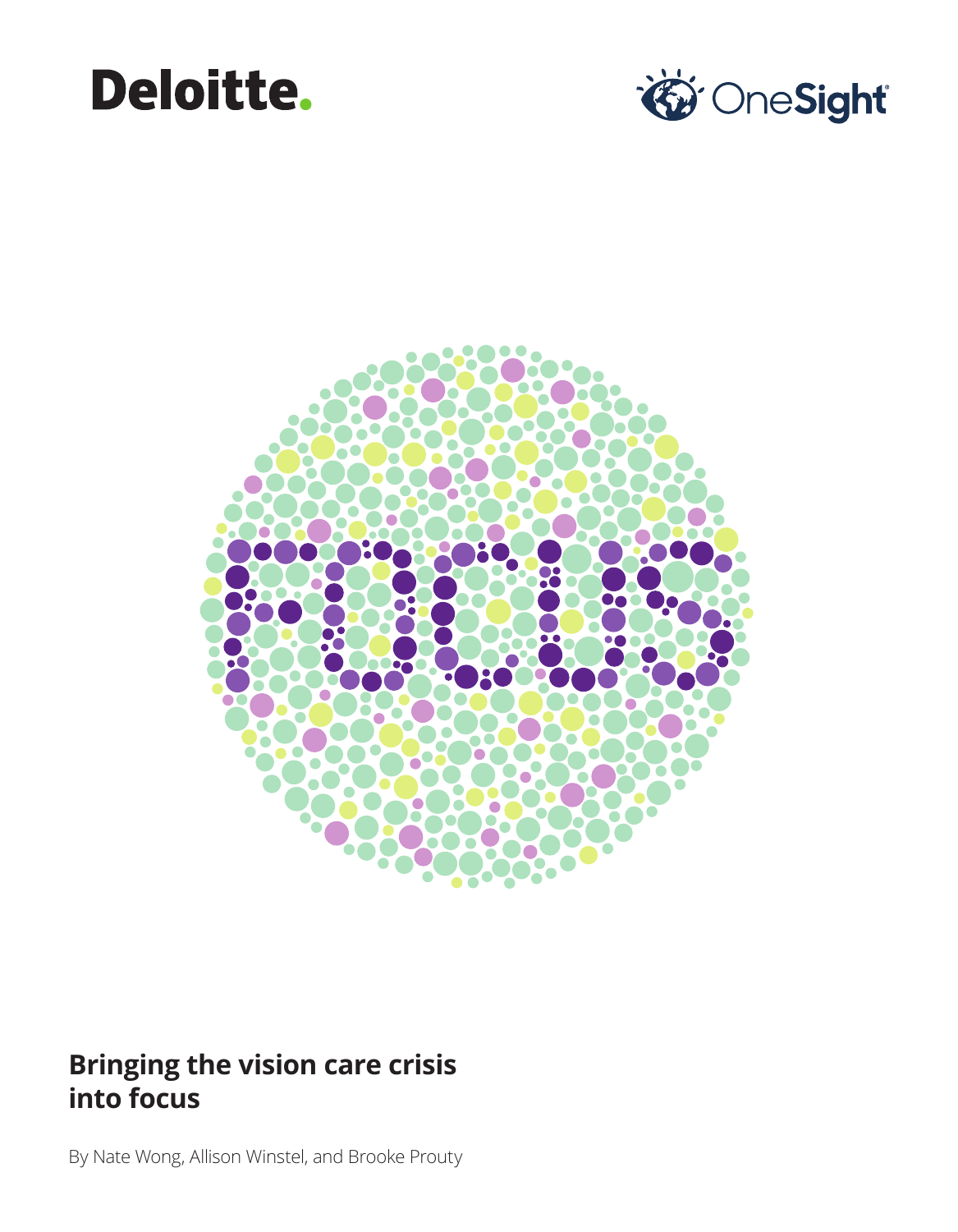Deloitte.

OneSight

# Bringing the vision care crisis into focus

By Nate Wong, Allison Winstel, and Brooke Prouty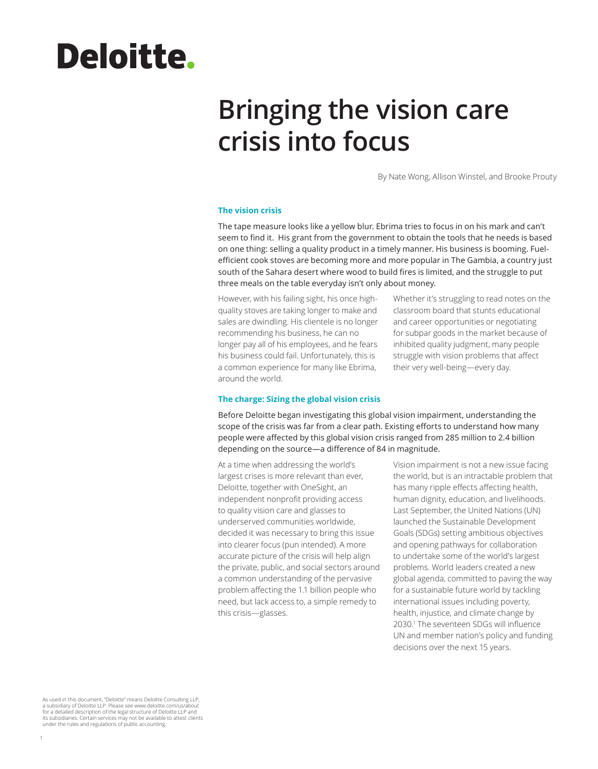# Deloitte.

# Bringing the vision care crisis into focus

By Nate Wong, Allison Winstel, and Brooke Prouty

### The vision crisis

The tape measure looks like a yellow blur. Ebrima tries to focus in on his mark and can't seem to find it. His grant from the government to obtain the tools that he needs is based on one thing: selling a quality product in a timely manner. His business is booming. Fuel-efficient cook stoves are becoming more and more popular in The Gambia, a country just south of the Sahara desert where wood to build fires is limited, and the struggle to put three meals on the table everyday isn't only about money.

However, with his failing sight, his once high-quality stoves are taking longer to make and sales are dwindling. His clientele is no longer recommending his business, he can no longer pay all of his employees, and he fears his business could fail. Unfortunately, this is a common experience for many like Ebrima, around the world.

Whether it's struggling to read notes on the classroom board that stunts educational and career opportunities or negotiating for subpar goods in the market because of inhibited quality judgment, many people struggle with vision problems that affect their very well-being—every day.

### The charge: Sizing the global vision crisis

Before Deloitte began investigating this global vision impairment, understanding the scope of the crisis was far from a clear path. Existing efforts to understand how many people were affected by this global vision crisis ranged from 285 million to 2.4 billion depending on the source—a difference of 84 in magnitude.

At a time when addressing the world's largest crises is more relevant than ever, Deloitte, together with OneSight, an independent nonprofit providing access to quality vision care and glasses to underserved communities worldwide, decided it was necessary to bring this issue into clearer focus (pun intended). A more accurate picture of the crisis will help align the private, public, and social sectors around a common understanding of the pervasive problem affecting the 1.1 billion people who need, but lack access to, a simple remedy to this crisis—glasses.

Vision impairment is not a new issue facing the world, but is an intractable problem that has many ripple effects affecting health, human dignity, education, and livelihoods. Last September, the United Nations (UN) launched the Sustainable Development Goals (SDGs) setting ambitious objectives and opening pathways for collaboration to undertake some of the world's largest problems. World leaders created a new global agenda, committed to paving the way for a sustainable future world by tackling international issues including poverty, health, injustice, and climate change by 2030.[1] The seventeen SDGs will influence UN and member nation's policy and funding decisions over the next 15 years.

As used in this document, "Deloitte" means Deloitte Consulting LLP, a subsidiary of Deloitte LLP. Please see www.deloitte.com/us/about for a detailed description of the legal structure of Deloitte LLP and its subsidiaries. Certain services may not be available to attest clients under the rules and regulations of public accounting.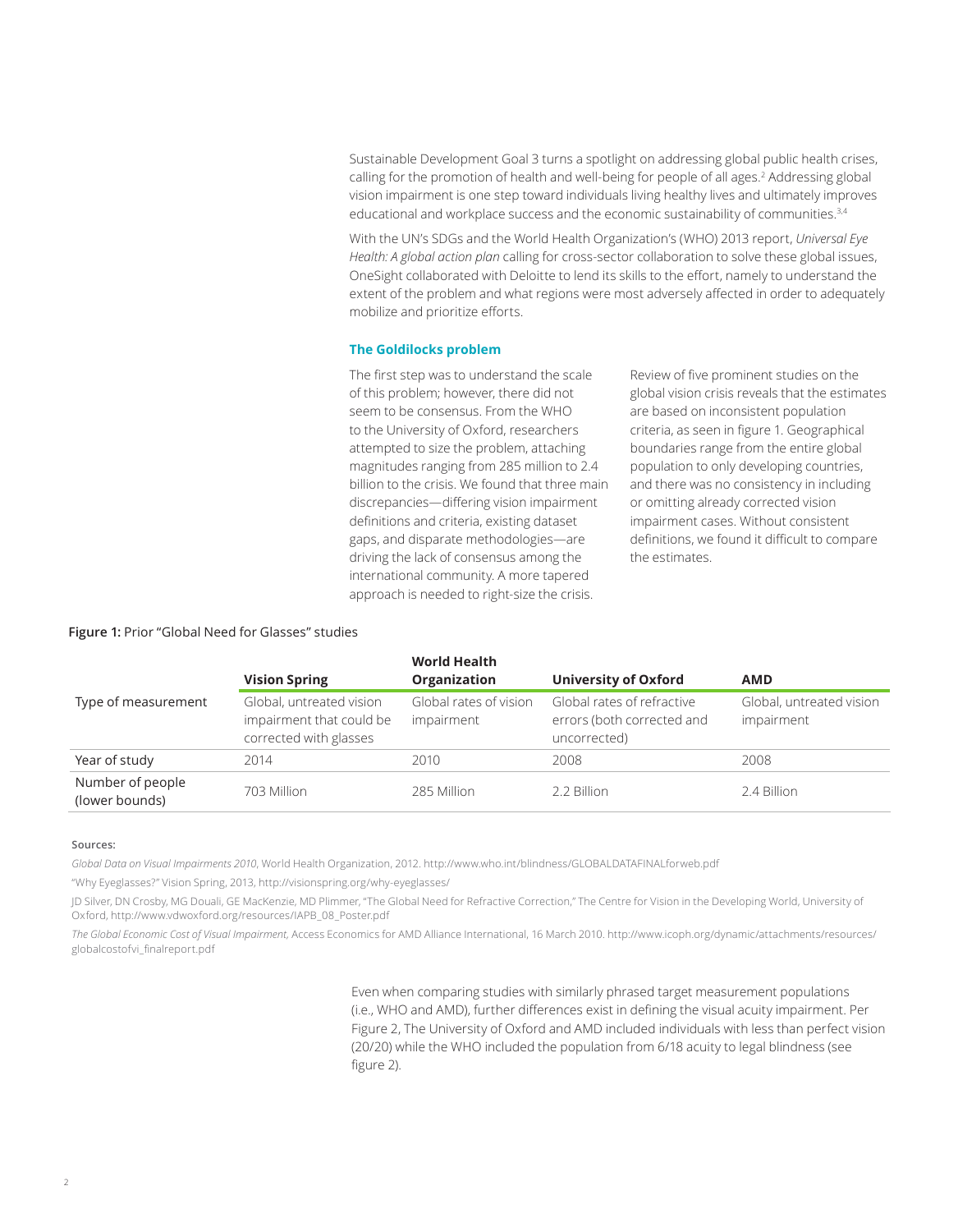Sustainable Development Goal 3 turns a spotlight on addressing global public health crises, calling for the promotion of health and well-being for people of all ages.[2] Addressing global vision impairment is one step toward individuals living healthy lives and ultimately improves educational and workplace success and the economic sustainability of communities.[3,4]

With the UN's SDGs and the World Health Organization's (WHO) 2013 report, *Universal Eye Health: A global action plan* calling for cross-sector collaboration to solve these global issues, OneSight collaborated with Deloitte to lend its skills to the effort, namely to understand the extent of the problem and what regions were most adversely affected in order to adequately mobilize and prioritize efforts.

### The Goldilocks problem

The first step was to understand the scale of this problem; however, there did not seem to be consensus. From the WHO to the University of Oxford, researchers attempted to size the problem, attaching magnitudes ranging from 285 million to 2.4 billion to the crisis. We found that three main discrepancies—differing vision impairment definitions and criteria, existing dataset gaps, and disparate methodologies—are driving the lack of consensus among the international community. A more tapered approach is needed to right-size the crisis.

Review of five prominent studies on the global vision crisis reveals that the estimates are based on inconsistent population criteria, as seen in figure 1. Geographical boundaries range from the entire global population to only developing countries, and there was no consistency in including or omitting already corrected vision impairment cases. Without consistent definitions, we found it difficult to compare the estimates.

**Figure 1:** Prior "Global Need for Glasses" studies

| | Vision Spring | World Health Organization | University of Oxford | AMD |
|---|---|---|---|---|
| Type of measurement | Global, untreated vision impairment that could be corrected with glasses | Global rates of vision impairment | Global rates of refractive errors (both corrected and uncorrected) | Global, untreated vision impairment |
| Year of study | 2014 | 2010 | 2008 | 2008 |
| Number of people (lower bounds) | 703 Million | 285 Million | 2.2 Billion | 2.4 Billion |

**Sources:**

*Global Data on Visual Impairments 2010*, World Health Organization, 2012. http://www.who.int/blindness/GLOBALDATAFINALforweb.pdf

"Why Eyeglasses?" Vision Spring, 2013, http://visionspring.org/why-eyeglasses/

JD Silver, DN Crosby, MG Douali, GE MacKenzie, MD Plimmer, "The Global Need for Refractive Correction," The Centre for Vision in the Developing World, University of Oxford, http://www.vdwoxford.org/resources/IAPB_08_Poster.pdf

*The Global Economic Cost of Visual Impairment*, Access Economics for AMD Alliance International, 16 March 2010. http://www.icoph.org/dynamic/attachments/resources/globalcostofvi_finalreport.pdf

Even when comparing studies with similarly phrased target measurement populations (i.e., WHO and AMD), further differences exist in defining the visual acuity impairment. Per Figure 2, The University of Oxford and AMD included individuals with less than perfect vision (20/20) while the WHO included the population from 6/18 acuity to legal blindness (see figure 2).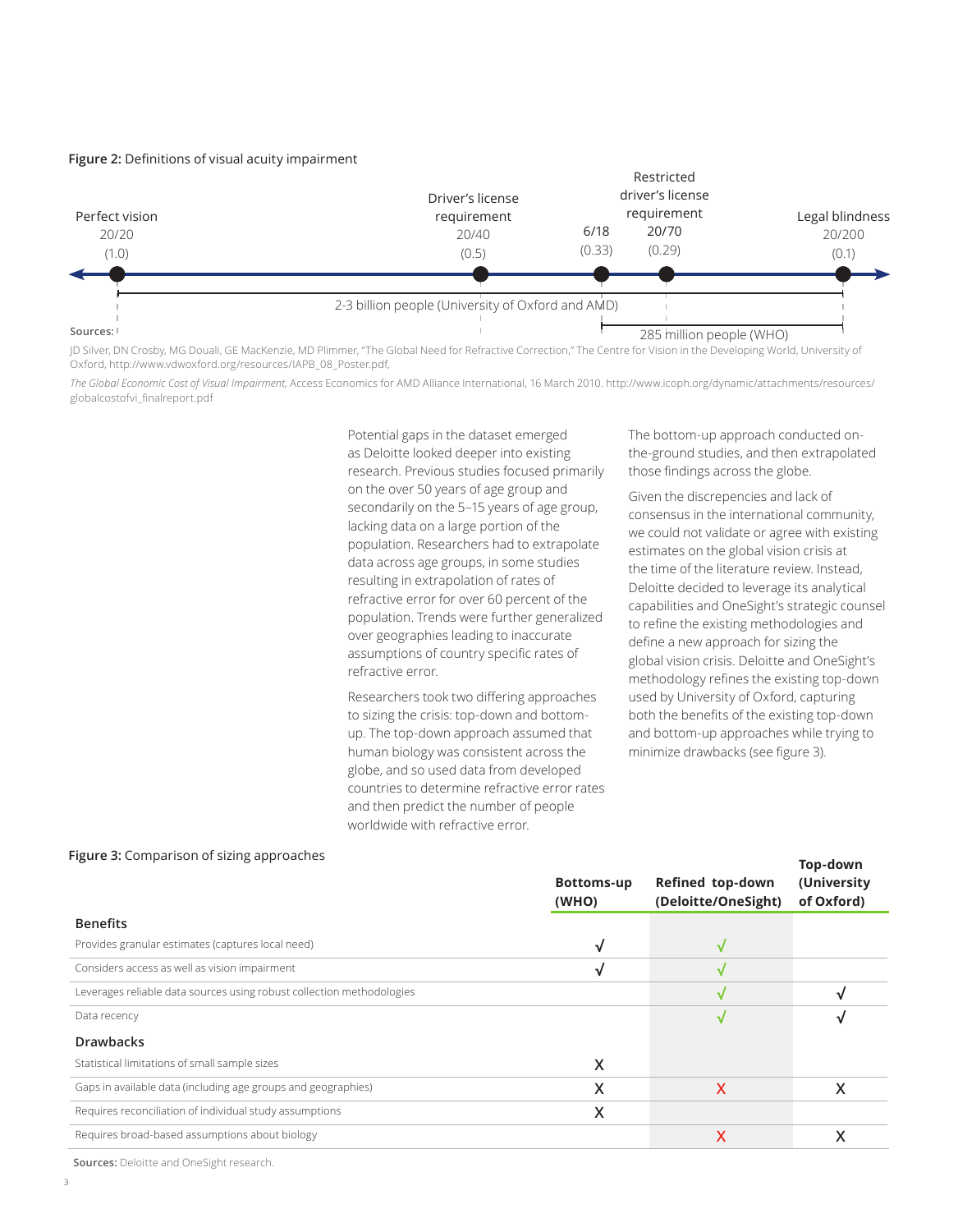**Figure 2:** Definitions of visual acuity impairment

Perfect vision 20/20 (1.0) — Driver's license requirement 20/40 (0.5) — 6/18 (0.33) — Restricted driver's license requirement 20/70 (0.29) — Legal blindness 20/200 (0.1)

2-3 billion people (University of Oxford and AMD)

285 million people (WHO)

**Sources:** JD Silver, DN Crosby, MG Douali, GE MacKenzie, MD Plimmer, "The Global Need for Refractive Correction," The Centre for Vision in the Developing World, University of Oxford, http://www.vdwoxford.org/resources/IAPB_08_Poster.pdf,

*The Global Economic Cost of Visual Impairment,* Access Economics for AMD Alliance International, 16 March 2010. http://www.icoph.org/dynamic/attachments/resources/globalcostofvi_finalreport.pdf

Potential gaps in the dataset emerged as Deloitte looked deeper into existing research. Previous studies focused primarily on the over 50 years of age group and secondarily on the 5–15 years of age group, lacking data on a large portion of the population. Researchers had to extrapolate data across age groups, in some studies resulting in extrapolation of rates of refractive error for over 60 percent of the population. Trends were further generalized over geographies leading to inaccurate assumptions of country specific rates of refractive error.

Researchers took two differing approaches to sizing the crisis: top-down and bottom-up. The top-down approach assumed that human biology was consistent across the globe, and so used data from developed countries to determine refractive error rates and then predict the number of people worldwide with refractive error.

The bottom-up approach conducted on-the-ground studies, and then extrapolated those findings across the globe.

Given the discrepencies and lack of consensus in the international community, we could not validate or agree with existing estimates on the global vision crisis at the time of the literature review. Instead, Deloitte decided to leverage its analytical capabilities and OneSight's strategic counsel to refine the existing methodologies and define a new approach for sizing the global vision crisis. Deloitte and OneSight's methodology refines the existing top-down used by University of Oxford, capturing both the benefits of the existing top-down and bottom-up approaches while trying to minimize drawbacks (see figure 3).

**Figure 3:** Comparison of sizing approaches

| | Bottoms-up (WHO) | Refined top-down (Deloitte/OneSight) | Top-down (University of Oxford) |
|---|---|---|---|
| **Benefits** | | | |
| Provides granular estimates (captures local need) | √ | √ | |
| Considers access as well as vision impairment | √ | √ | |
| Leverages reliable data sources using robust collection methodologies | | √ | √ |
| Data recency | | √ | √ |
| **Drawbacks** | | | |
| Statistical limitations of small sample sizes | X | | |
| Gaps in available data (including age groups and geographies) | X | X | X |
| Requires reconciliation of individual study assumptions | X | | |
| Requires broad-based assumptions about biology | | X | X |

**Sources:** Deloitte and OneSight research.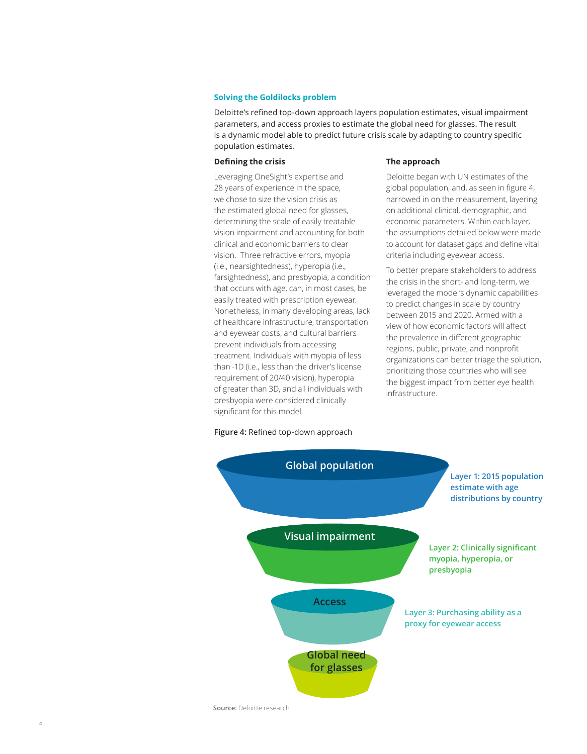### Solving the Goldilocks problem

Deloitte's refined top-down approach layers population estimates, visual impairment parameters, and access proxies to estimate the global need for glasses. The result is a dynamic model able to predict future crisis scale by adapting to country specific population estimates.

#### Defining the crisis

Leveraging OneSight's expertise and 28 years of experience in the space, we chose to size the vision crisis as the estimated global need for glasses, determining the scale of easily treatable vision impairment and accounting for both clinical and economic barriers to clear vision. Three refractive errors, myopia (i.e., nearsightedness), hyperopia (i.e., farsightedness), and presbyopia, a condition that occurs with age, can, in most cases, be easily treated with prescription eyewear. Nonetheless, in many developing areas, lack of healthcare infrastructure, transportation and eyewear costs, and cultural barriers prevent individuals from accessing treatment. Individuals with myopia of less than -1D (i.e., less than the driver's license requirement of 20/40 vision), hyperopia of greater than 3D, and all individuals with presbyopia were considered clinically significant for this model.

#### The approach

Deloitte began with UN estimates of the global population, and, as seen in figure 4, narrowed in on the measurement, layering on additional clinical, demographic, and economic parameters. Within each layer, the assumptions detailed below were made to account for dataset gaps and define vital criteria including eyewear access.

To better prepare stakeholders to address the crisis in the short- and long-term, we leveraged the model's dynamic capabilities to predict changes in scale by country between 2015 and 2020. Armed with a view of how economic factors will affect the prevalence in different geographic regions, public, private, and nonprofit organizations can better triage the solution, prioritizing those countries who will see the biggest impact from better eye health infrastructure.

**Figure 4:** Refined top-down approach

- **Global population** — Layer 1: 2015 population estimate with age distributions by country
- **Visual impairment** — Layer 2: Clinically significant myopia, hyperopia, or presbyopia
- **Access** — Layer 3: Purchasing ability as a proxy for eyewear access
- **Global need for glasses**

**Source:** Deloitte research.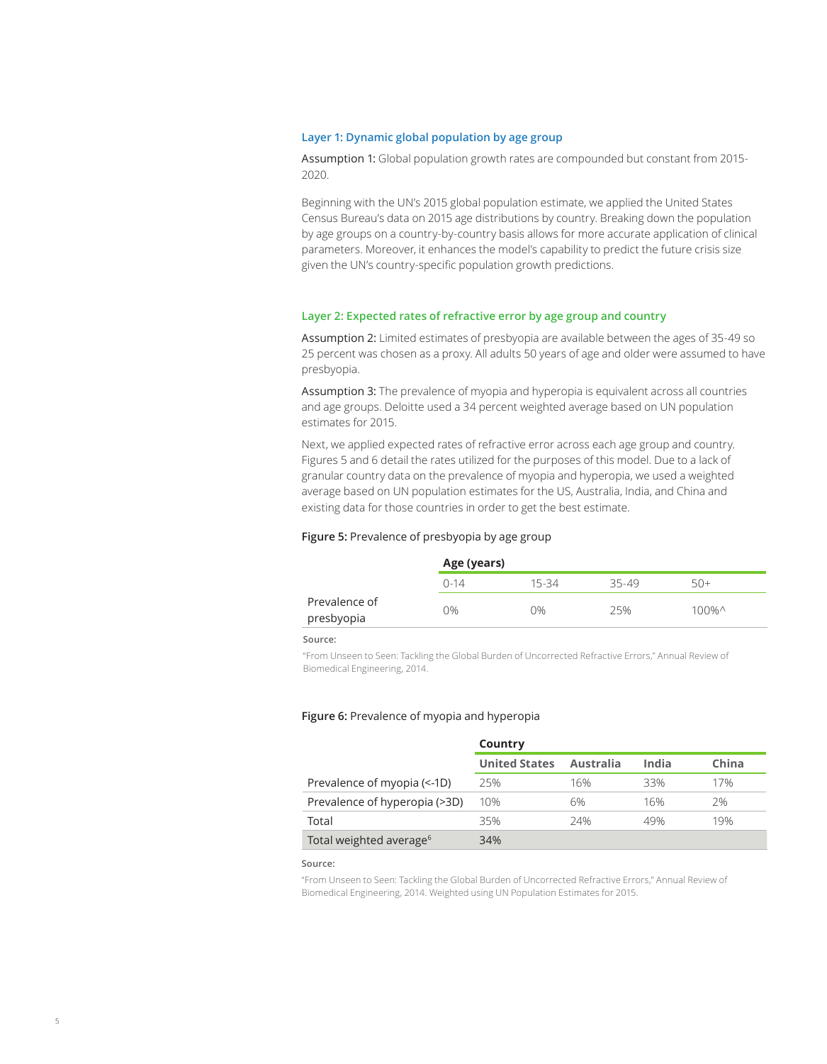### Layer 1: Dynamic global population by age group

**Assumption 1:** Global population growth rates are compounded but constant from 2015-2020.

Beginning with the UN's 2015 global population estimate, we applied the United States Census Bureau's data on 2015 age distributions by country. Breaking down the population by age groups on a country-by-country basis allows for more accurate application of clinical parameters. Moreover, it enhances the model's capability to predict the future crisis size given the UN's country-specific population growth predictions.

### Layer 2: Expected rates of refractive error by age group and country

**Assumption 2:** Limited estimates of presbyopia are available between the ages of 35-49 so 25 percent was chosen as a proxy. All adults 50 years of age and older were assumed to have presbyopia.

**Assumption 3:** The prevalence of myopia and hyperopia is equivalent across all countries and age groups. Deloitte used a 34 percent weighted average based on UN population estimates for 2015.

Next, we applied expected rates of refractive error across each age group and country. Figures 5 and 6 detail the rates utilized for the purposes of this model. Due to a lack of granular country data on the prevalence of myopia and hyperopia, we used a weighted average based on UN population estimates for the US, Australia, India, and China and existing data for those countries in order to get the best estimate.

**Figure 5:** Prevalence of presbyopia by age group

| | **Age (years)** | | | |
|---|---|---|---|---|
| | 0-14 | 15-34 | 35-49 | 50+ |
| Prevalence of presbyopia | 0% | 0% | 25% | 100%^ |

**Source:**

"From Unseen to Seen: Tackling the Global Burden of Uncorrected Refractive Errors," Annual Review of Biomedical Engineering, 2014.

**Figure 6:** Prevalence of myopia and hyperopia

| | **Country** | | | |
|---|---|---|---|---|
| | **United States** | **Australia** | **India** | **China** |
| Prevalence of myopia (<-1D) | 25% | 16% | 33% | 17% |
| Prevalence of hyperopia (>3D) | 10% | 6% | 16% | 2% |
| Total | 35% | 24% | 49% | 19% |
| Total weighted average[6] | 34% | | | |

**Source:**

"From Unseen to Seen: Tackling the Global Burden of Uncorrected Refractive Errors," Annual Review of Biomedical Engineering, 2014. Weighted using UN Population Estimates for 2015.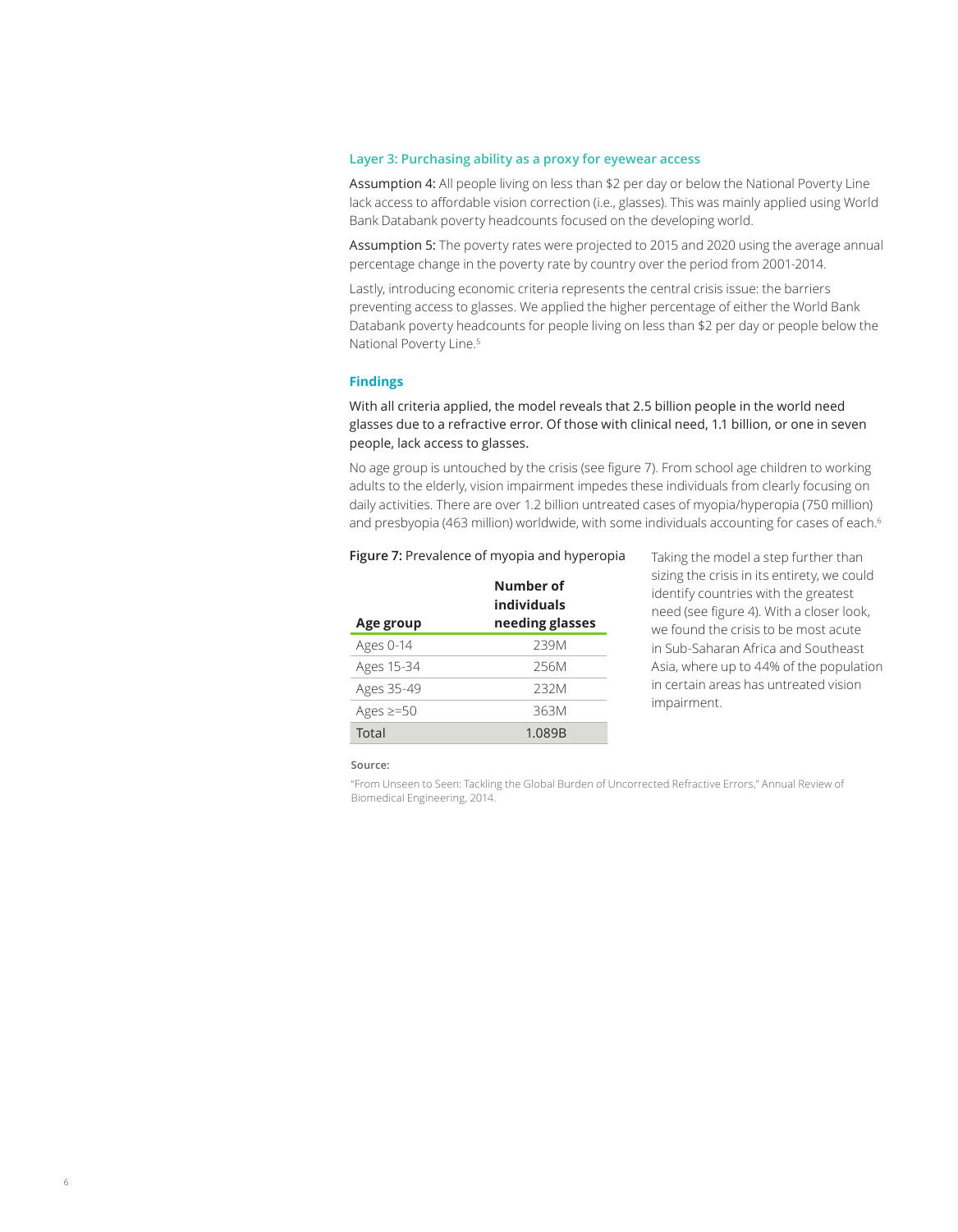### Layer 3: Purchasing ability as a proxy for eyewear access

Assumption 4: All people living on less than $2 per day or below the National Poverty Line lack access to affordable vision correction (i.e., glasses). This was mainly applied using World Bank Databank poverty headcounts focused on the developing world.

Assumption 5: The poverty rates were projected to 2015 and 2020 using the average annual percentage change in the poverty rate by country over the period from 2001-2014.

Lastly, introducing economic criteria represents the central crisis issue: the barriers preventing access to glasses. We applied the higher percentage of either the World Bank Databank poverty headcounts for people living on less than $2 per day or people below the National Poverty Line.[5]

### Findings

With all criteria applied, the model reveals that 2.5 billion people in the world need glasses due to a refractive error. Of those with clinical need, 1.1 billion, or one in seven people, lack access to glasses.

No age group is untouched by the crisis (see figure 7). From school age children to working adults to the elderly, vision impairment impedes these individuals from clearly focusing on daily activities. There are over 1.2 billion untreated cases of myopia/hyperopia (750 million) and presbyopia (463 million) worldwide, with some individuals accounting for cases of each.[6]

Figure 7: Prevalence of myopia and hyperopia

| Age group | Number of individuals needing glasses |
|---|---|
| Ages 0-14 | 239M |
| Ages 15-34 | 256M |
| Ages 35-49 | 232M |
| Ages ≥=50 | 363M |
| Total | 1.089B |

Source:

"From Unseen to Seen: Tackling the Global Burden of Uncorrected Refractive Errors," Annual Review of Biomedical Engineering, 2014.

Taking the model a step further than sizing the crisis in its entirety, we could identify countries with the greatest need (see figure 4). With a closer look, we found the crisis to be most acute in Sub-Saharan Africa and Southeast Asia, where up to 44% of the population in certain areas has untreated vision impairment.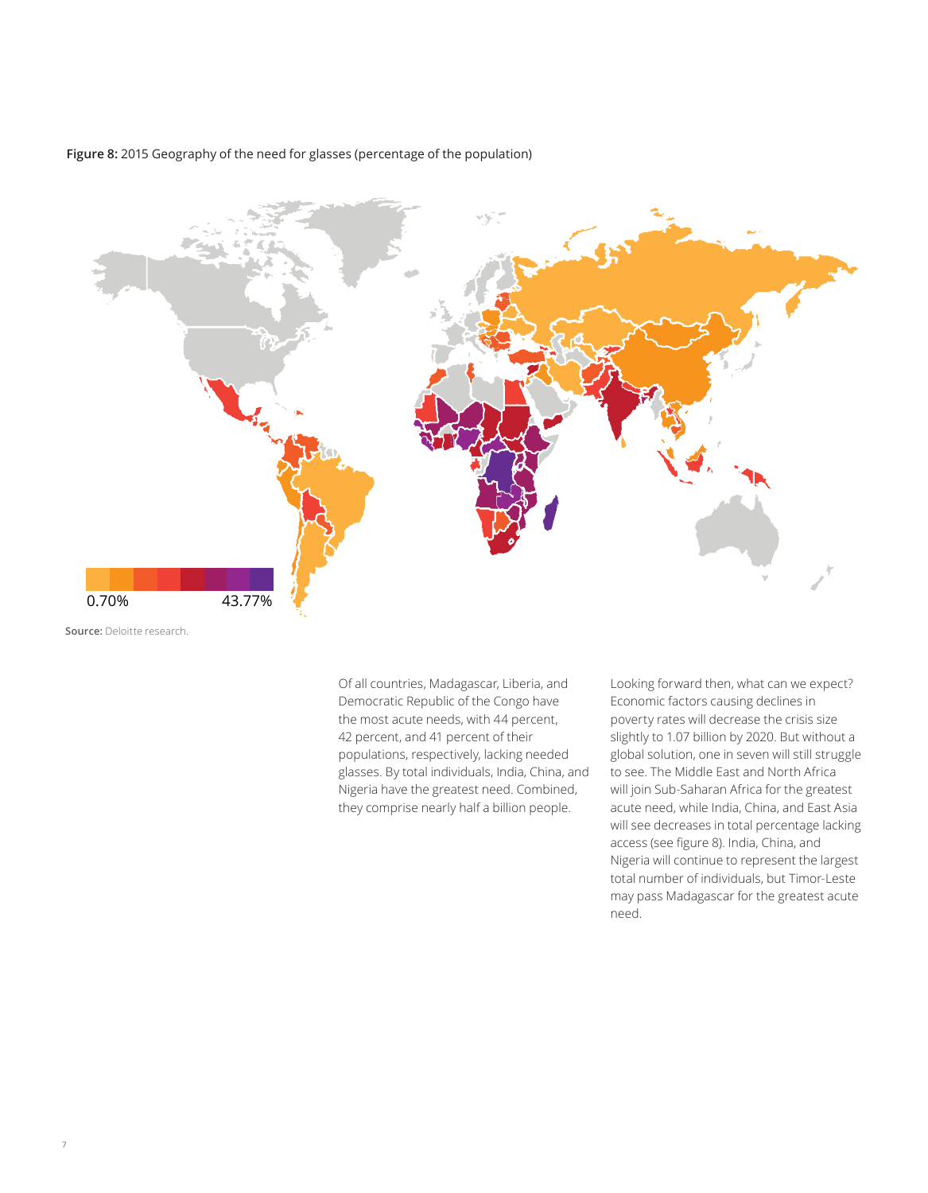**Figure 8:** 2015 Geography of the need for glasses (percentage of the population)

0.70% 43.77%

**Source:** Deloitte research.

Of all countries, Madagascar, Liberia, and Democratic Republic of the Congo have the most acute needs, with 44 percent, 42 percent, and 41 percent of their populations, respectively, lacking needed glasses. By total individuals, India, China, and Nigeria have the greatest need. Combined, they comprise nearly half a billion people.

Looking forward then, what can we expect? Economic factors causing declines in poverty rates will decrease the crisis size slightly to 1.07 billion by 2020. But without a global solution, one in seven will still struggle to see. The Middle East and North Africa will join Sub-Saharan Africa for the greatest acute need, while India, China, and East Asia will see decreases in total percentage lacking access (see figure 8). India, China, and Nigeria will continue to represent the largest total number of individuals, but Timor-Leste may pass Madagascar for the greatest acute need.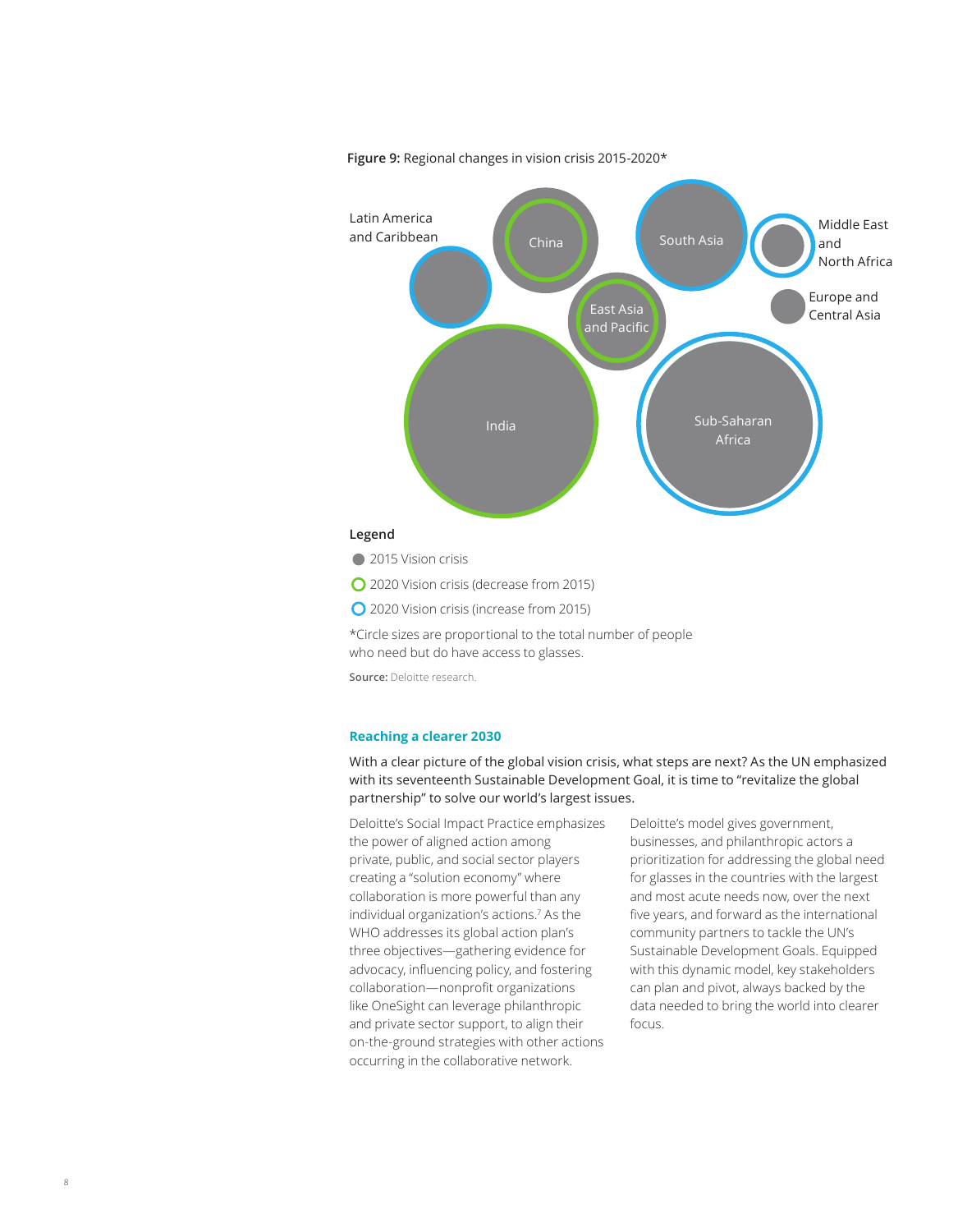**Figure 9:** Regional changes in vision crisis 2015-2020*

Latin America and Caribbean

China

South Asia

Middle East and North Africa

East Asia and Pacific

Europe and Central Asia

India

Sub-Saharan Africa

**Legend**

- 2015 Vision crisis
- 2020 Vision crisis (decrease from 2015)
- 2020 Vision crisis (increase from 2015)

*Circle sizes are proportional to the total number of people who need but do have access to glasses.

**Source:** Deloitte research.

### Reaching a clearer 2030

With a clear picture of the global vision crisis, what steps are next? As the UN emphasized with its seventeenth Sustainable Development Goal, it is time to "revitalize the global partnership" to solve our world's largest issues.

Deloitte's Social Impact Practice emphasizes the power of aligned action among private, public, and social sector players creating a "solution economy" where collaboration is more powerful than any individual organization's actions.[7] As the WHO addresses its global action plan's three objectives—gathering evidence for advocacy, influencing policy, and fostering collaboration—nonprofit organizations like OneSight can leverage philanthropic and private sector support, to align their on-the-ground strategies with other actions occurring in the collaborative network.

Deloitte's model gives government, businesses, and philanthropic actors a prioritization for addressing the global need for glasses in the countries with the largest and most acute needs now, over the next five years, and forward as the international community partners to tackle the UN's Sustainable Development Goals. Equipped with this dynamic model, key stakeholders can plan and pivot, always backed by the data needed to bring the world into clearer focus.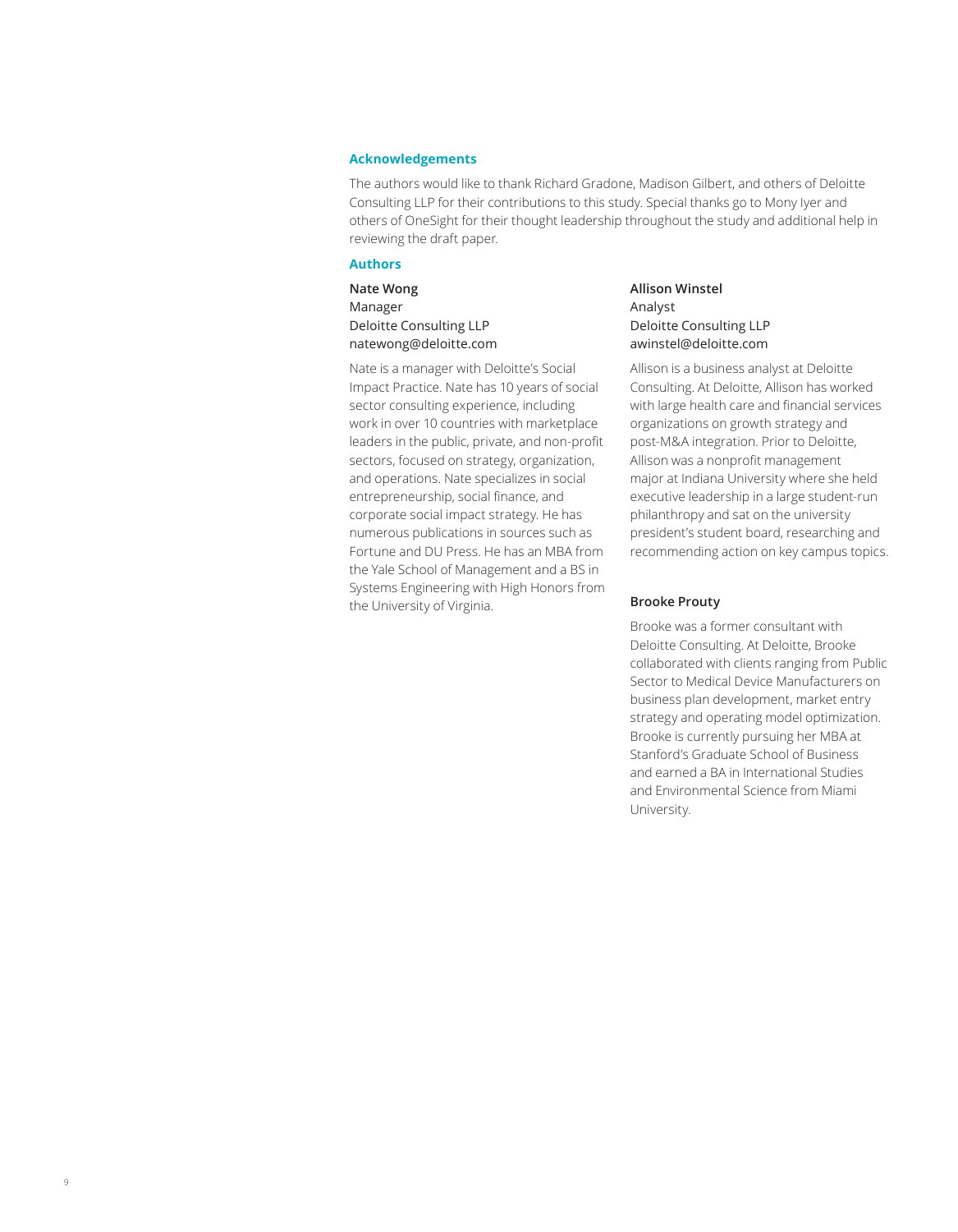## Acknowledgements

The authors would like to thank Richard Gradone, Madison Gilbert, and others of Deloitte Consulting LLP for their contributions to this study. Special thanks go to Mony Iyer and others of OneSight for their thought leadership throughout the study and additional help in reviewing the draft paper.

## Authors

**Nate Wong**
Manager
Deloitte Consulting LLP
natewong@deloitte.com

Nate is a manager with Deloitte's Social Impact Practice. Nate has 10 years of social sector consulting experience, including work in over 10 countries with marketplace leaders in the public, private, and non-profit sectors, focused on strategy, organization, and operations. Nate specializes in social entrepreneurship, social finance, and corporate social impact strategy. He has numerous publications in sources such as Fortune and DU Press. He has an MBA from the Yale School of Management and a BS in Systems Engineering with High Honors from the University of Virginia.

**Allison Winstel**
Analyst
Deloitte Consulting LLP
awinstel@deloitte.com

Allison is a business analyst at Deloitte Consulting. At Deloitte, Allison has worked with large health care and financial services organizations on growth strategy and post-M&A integration. Prior to Deloitte, Allison was a nonprofit management major at Indiana University where she held executive leadership in a large student-run philanthropy and sat on the university president's student board, researching and recommending action on key campus topics.

**Brooke Prouty**

Brooke was a former consultant with Deloitte Consulting. At Deloitte, Brooke collaborated with clients ranging from Public Sector to Medical Device Manufacturers on business plan development, market entry strategy and operating model optimization. Brooke is currently pursuing her MBA at Stanford's Graduate School of Business and earned a BA in International Studies and Environmental Science from Miami University.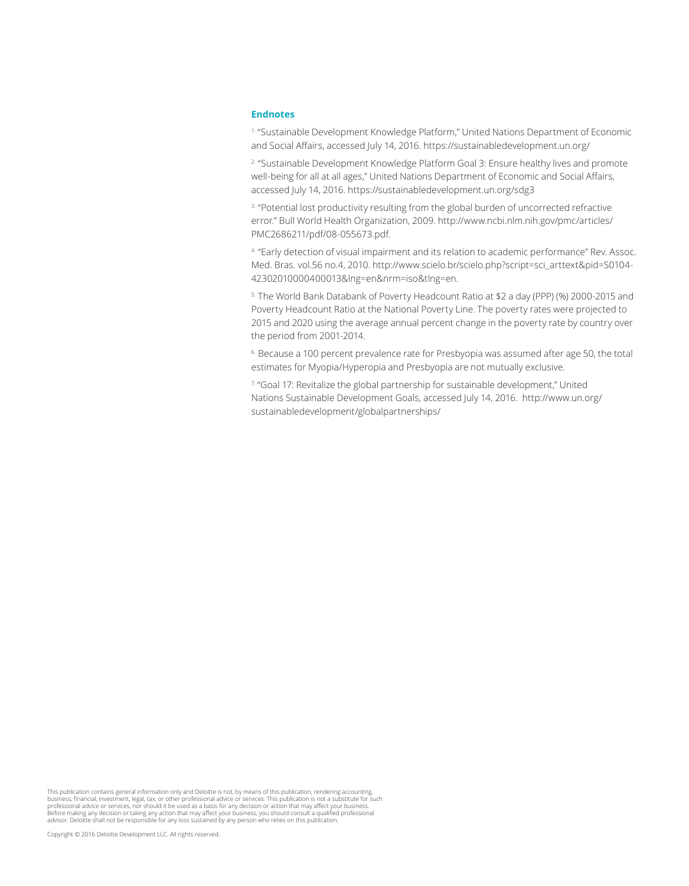## Endnotes

1. "Sustainable Development Knowledge Platform," United Nations Department of Economic and Social Affairs, accessed July 14, 2016. https://sustainabledevelopment.un.org/

2. "Sustainable Development Knowledge Platform Goal 3: Ensure healthy lives and promote well-being for all at all ages," United Nations Department of Economic and Social Affairs, accessed July 14, 2016. https://sustainabledevelopment.un.org/sdg3

3. "Potential lost productivity resulting from the global burden of uncorrected refractive error." Bull World Health Organization, 2009. http://www.ncbi.nlm.nih.gov/pmc/articles/PMC2686211/pdf/08-055673.pdf.

4. "Early detection of visual impairment and its relation to academic performance" Rev. Assoc. Med. Bras. vol.56 no.4, 2010. http://www.scielo.br/scielo.php?script=sci_arttext&pid=S0104-42302010000400013&lng=en&nrm=iso&tlng=en.

5. The World Bank Databank of Poverty Headcount Ratio at $2 a day (PPP) (%) 2000-2015 and Poverty Headcount Ratio at the National Poverty Line. The poverty rates were projected to 2015 and 2020 using the average annual percent change in the poverty rate by country over the period from 2001-2014.

6. Because a 100 percent prevalence rate for Presbyopia was assumed after age 50, the total estimates for Myopia/Hyperopia and Presbyopia are not mutually exclusive.

7. "Goal 17: Revitalize the global partnership for sustainable development," United Nations Sustainable Development Goals, accessed July 14, 2016. http://www.un.org/sustainabledevelopment/globalpartnerships/

This publication contains general information only and Deloitte is not, by means of this publication, rendering accounting, business, financial, investment, legal, tax, or other professional advice or services. This publication is not a substitute for such professional advice or services, nor should it be used as a basis for any decision or action that may affect your business. Before making any decision or taking any action that may affect your business, you should consult a qualified professional advisor. Deloitte shall not be responsible for any loss sustained by any person who relies on this publication.

Copyright © 2016 Deloitte Development LLC. All rights reserved.